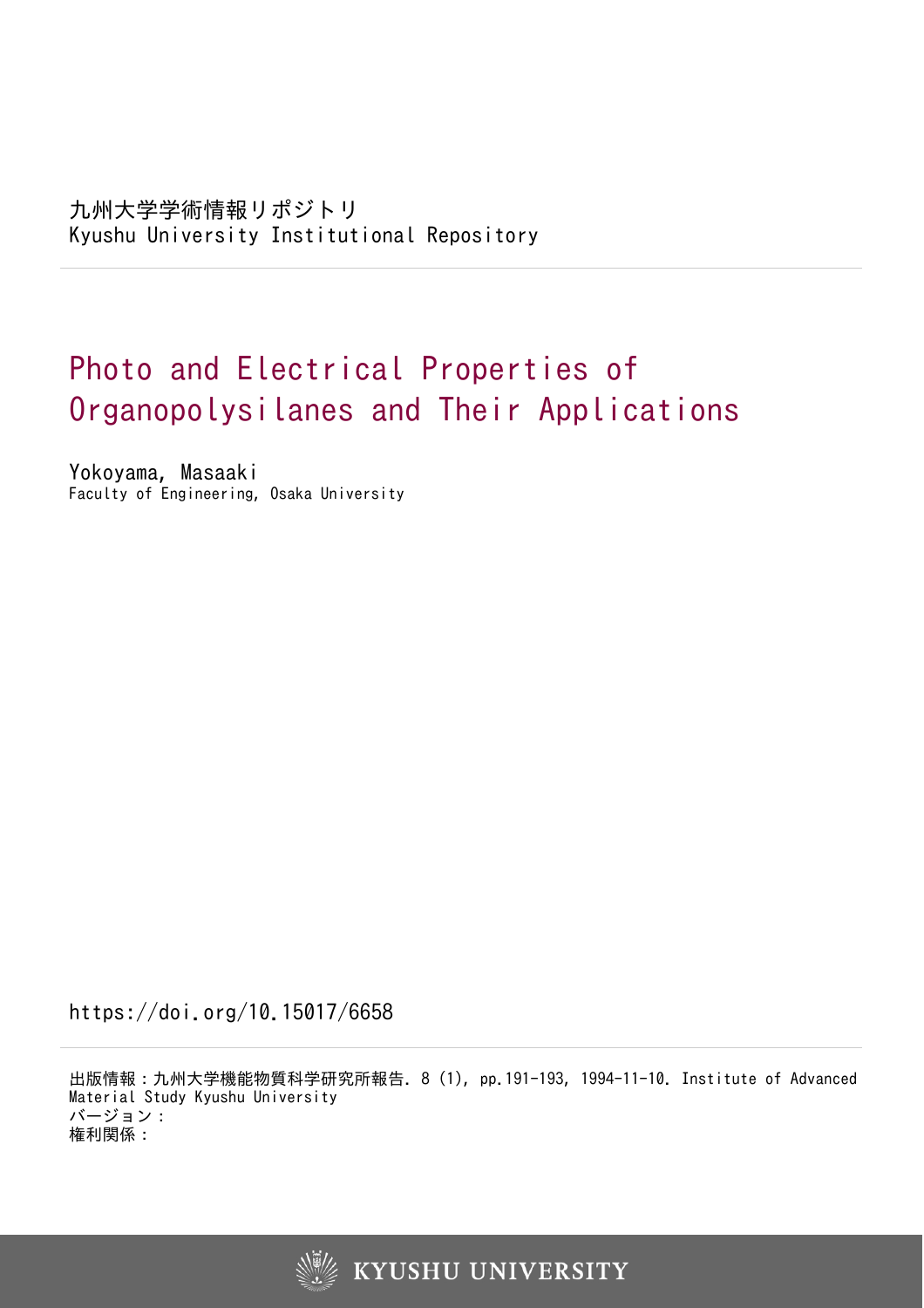九州大学学術情報リポジトリ
Kyushu University Institutional Repository

# Photo and Electrical Properties of Organopolysilanes and Their Applications

Yokoyama, Masaaki
Faculty of Engineering, Osaka University

https://doi.org/10.15017/6658

出版情報：九州大学機能物質科学研究所報告. 8 (1), pp.191-193, 1994-11-10. Institute of Advanced Material Study Kyushu University
バージョン：
権利関係：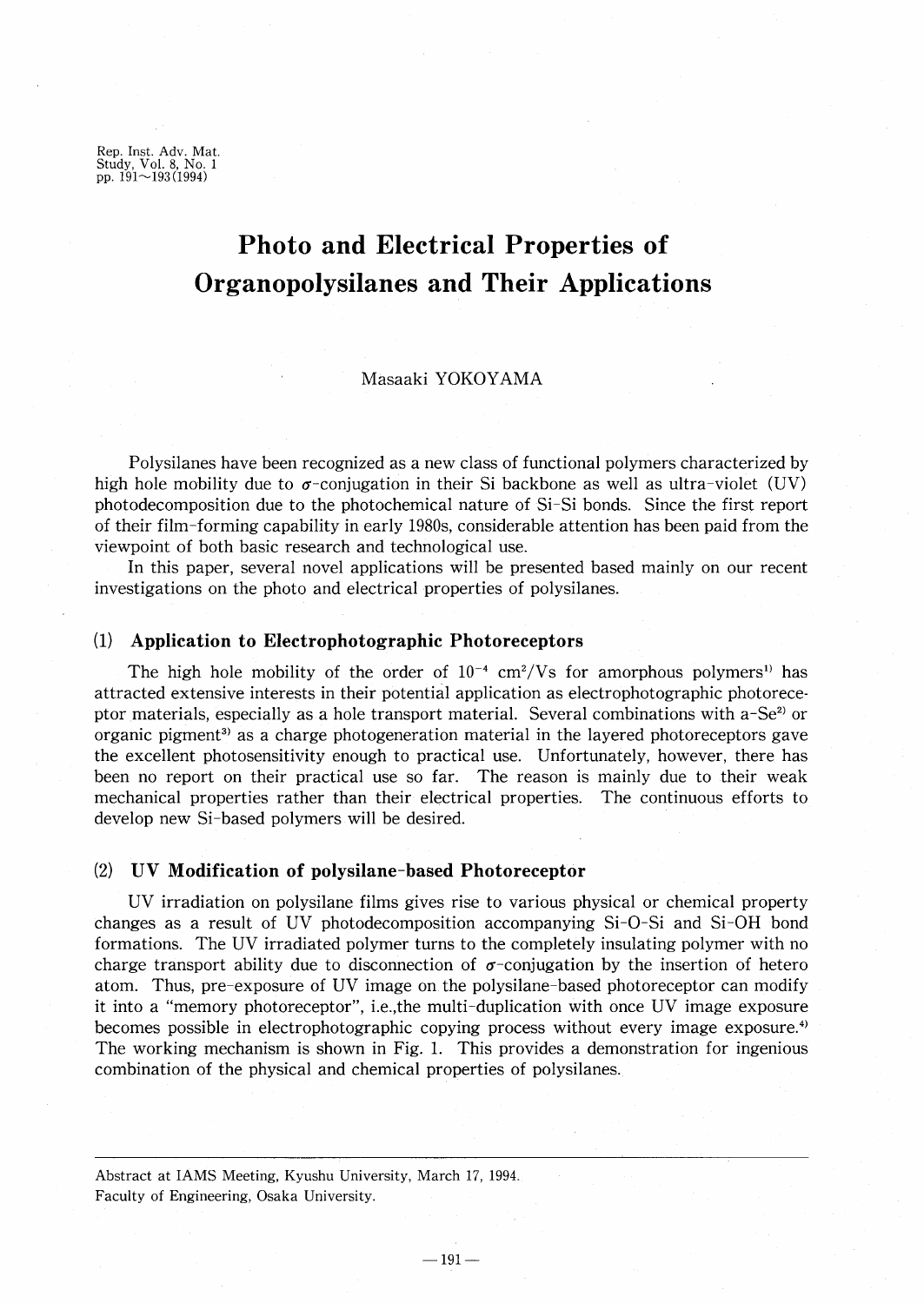# Photo and Electrical Properties of Organopolysilanes and Their Applications

Masaaki YOKOYAMA

Polysilanes have been recognized as a new class of functional polymers characterized by high hole mobility due to $\sigma$-conjugation in their Si backbone as well as ultra-violet (UV) photodecomposition due to the photochemical nature of Si-Si bonds. Since the first report of their film-forming capability in early 1980s, considerable attention has been paid from the viewpoint of both basic research and technological use.

In this paper, several novel applications will be presented based mainly on our recent investigations on the photo and electrical properties of polysilanes.

## (1) Application to Electrophotographic Photoreceptors

The high hole mobility of the order of $10^{-4}$ cm$^2$/Vs for amorphous polymers[1] has attracted extensive interests in their potential application as electrophotographic photoreceptor materials, especially as a hole transport material. Several combinations with a-Se[2] or organic pigment[3] as a charge photogeneration material in the layered photoreceptors gave the excellent photosensitivity enough to practical use. Unfortunately, however, there has been no report on their practical use so far. The reason is mainly due to their weak mechanical properties rather than their electrical properties. The continuous efforts to develop new Si-based polymers will be desired.

## (2) UV Modification of polysilane-based Photoreceptor

UV irradiation on polysilane films gives rise to various physical or chemical property changes as a result of UV photodecomposition accompanying Si-O-Si and Si-OH bond formations. The UV irradiated polymer turns to the completely insulating polymer with no charge transport ability due to disconnection of $\sigma$-conjugation by the insertion of hetero atom. Thus, pre-exposure of UV image on the polysilane-based photoreceptor can modify it into a "memory photoreceptor", i.e.,the multi-duplication with once UV image exposure becomes possible in electrophotographic copying process without every image exposure.[4] The working mechanism is shown in Fig. 1. This provides a demonstration for ingenious combination of the physical and chemical properties of polysilanes.

---

Abstract at IAMS Meeting, Kyushu University, March 17, 1994.
Faculty of Engineering, Osaka University.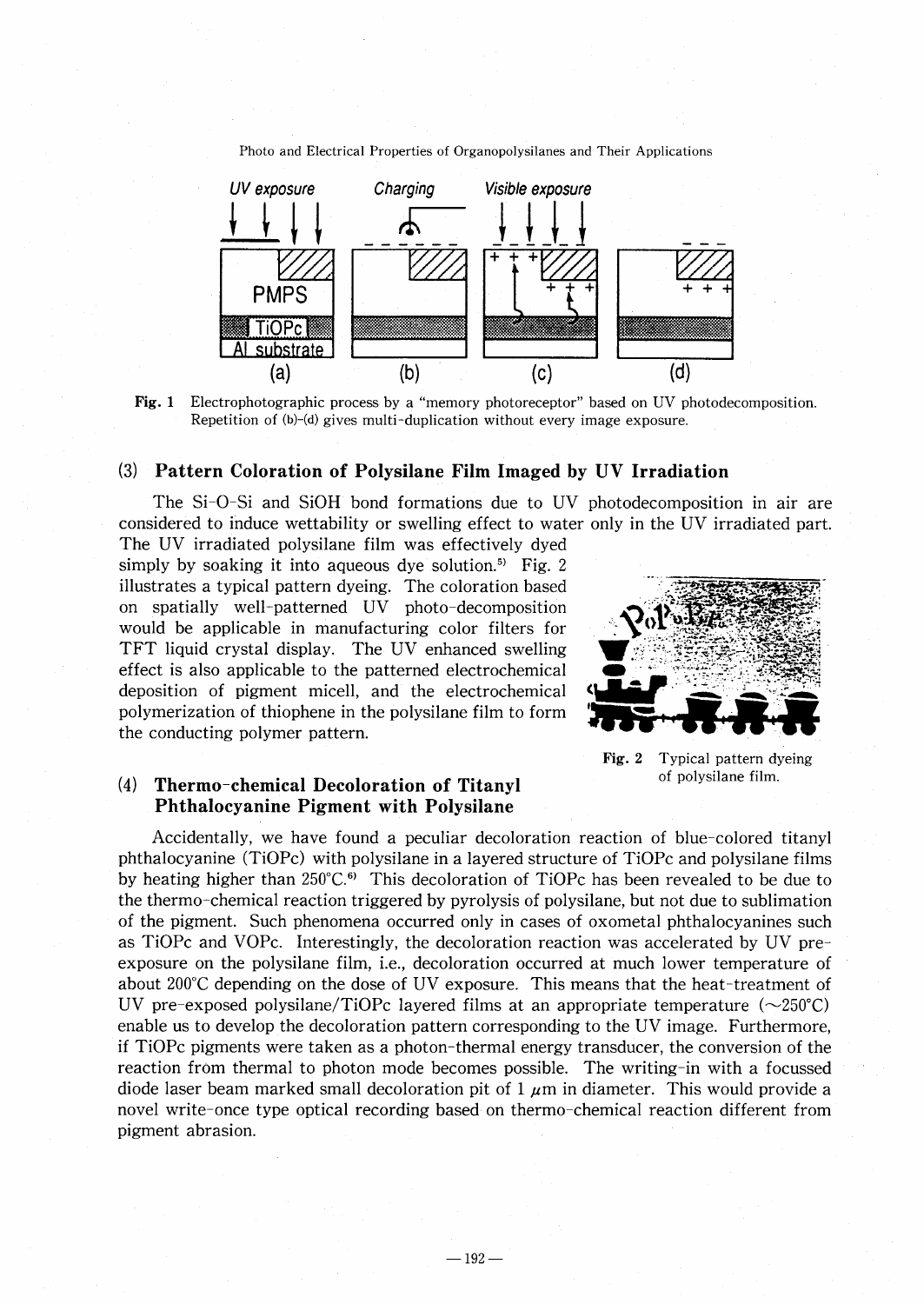Fig. 1 Electrophotographic process by a "memory photoreceptor" based on UV photodecomposition. Repetition of (b)-(d) gives multi-duplication without every image exposure.

### (3) Pattern Coloration of Polysilane Film Imaged by UV Irradiation

The Si-O-Si and SiOH bond formations due to UV photodecomposition in air are considered to induce wettability or swelling effect to water only in the UV irradiated part. The UV irradiated polysilane film was effectively dyed simply by soaking it into aqueous dye solution.[5] Fig. 2 illustrates a typical pattern dyeing. The coloration based on spatially well-patterned UV photo-decomposition would be applicable in manufacturing color filters for TFT liquid crystal display. The UV enhanced swelling effect is also applicable to the patterned electrochemical deposition of pigment micell, and the electrochemical polymerization of thiophene in the polysilane film to form the conducting polymer pattern.

Fig. 2 Typical pattern dyeing of polysilane film.

### (4) Thermo-chemical Decoloration of Titanyl Phthalocyanine Pigment with Polysilane

Accidentally, we have found a peculiar decoloration reaction of blue-colored titanyl phthalocyanine (TiOPc) with polysilane in a layered structure of TiOPc and polysilane films by heating higher than 250°C.[6] This decoloration of TiOPc has been revealed to be due to the thermo-chemical reaction triggered by pyrolysis of polysilane, but not due to sublimation of the pigment. Such phenomena occurred only in cases of oxometal phthalocyanines such as TiOPc and VOPc. Interestingly, the decoloration reaction was accelerated by UV pre-exposure on the polysilane film, i.e., decoloration occurred at much lower temperature of about 200°C depending on the dose of UV exposure. This means that the heat-treatment of UV pre-exposed polysilane/TiOPc layered films at an appropriate temperature (~250°C) enable us to develop the decoloration pattern corresponding to the UV image. Furthermore, if TiOPc pigments were taken as a photon-thermal energy transducer, the conversion of the reaction from thermal to photon mode becomes possible. The writing-in with a focussed diode laser beam marked small decoloration pit of 1 $\mu$m in diameter. This would provide a novel write-once type optical recording based on thermo-chemical reaction different from pigment abrasion.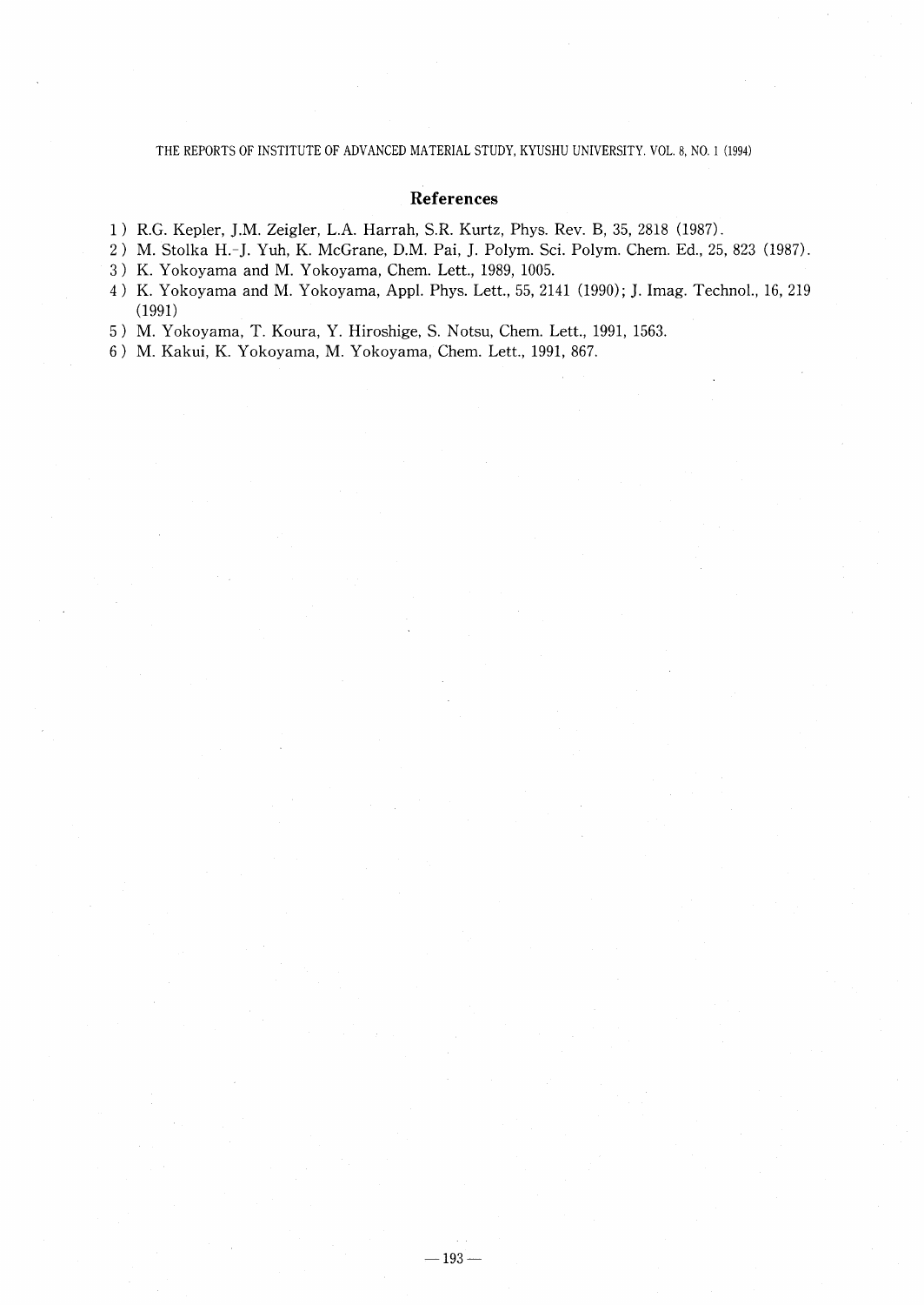## References

1) R.G. Kepler, J.M. Zeigler, L.A. Harrah, S.R. Kurtz, Phys. Rev. B, 35, 2818 (1987).
2) M. Stolka H.-J. Yuh, K. McGrane, D.M. Pai, J. Polym. Sci. Polym. Chem. Ed., 25, 823 (1987).
3) K. Yokoyama and M. Yokoyama, Chem. Lett., 1989, 1005.
4) K. Yokoyama and M. Yokoyama, Appl. Phys. Lett., 55, 2141 (1990); J. Imag. Technol., 16, 219 (1991)
5) M. Yokoyama, T. Koura, Y. Hiroshige, S. Notsu, Chem. Lett., 1991, 1563.
6) M. Kakui, K. Yokoyama, M. Yokoyama, Chem. Lett., 1991, 867.